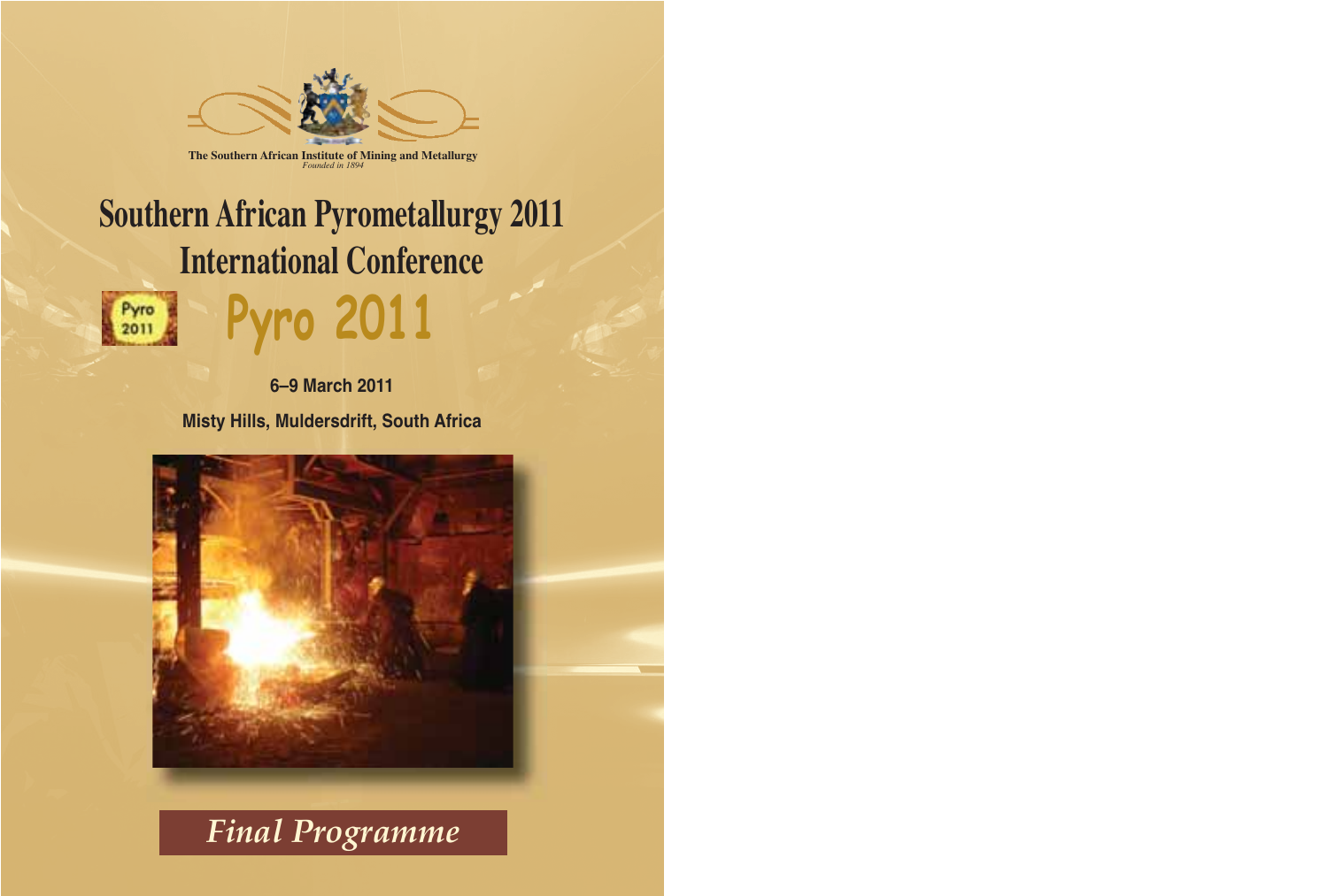The Southern African Institute of Mining and Metallurgy

*Founded in 1894*

# Southern African Pyrometallurgy 2011 International Conference

## Pyro 2011

**6–9 March 2011**

**Misty Hills, Muldersdrift, South Africa**

*Final Programme*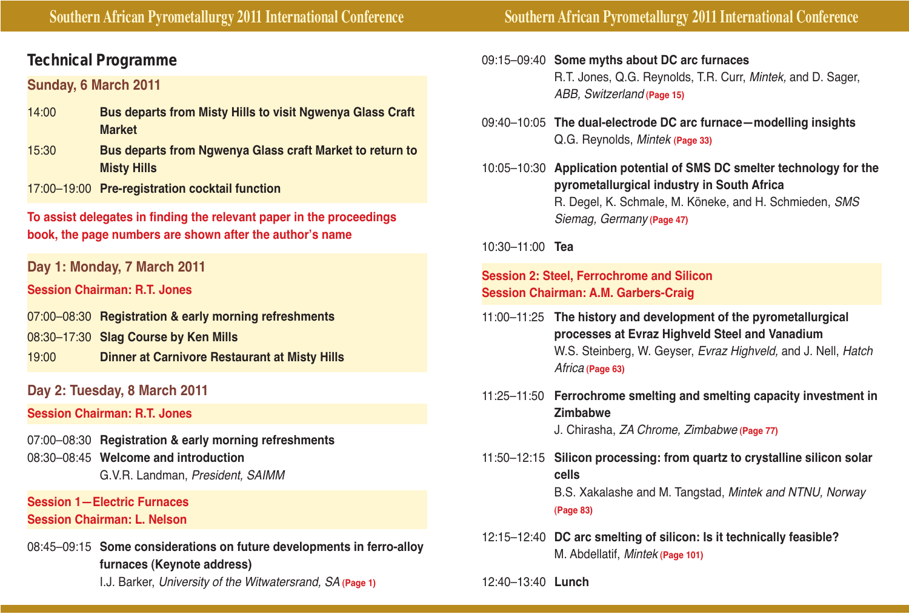## Technical Programme

### Sunday, 6 March 2011

14:00 **Bus departs from Misty Hills to visit Ngwenya Glass Craft Market**

15:30 **Bus departs from Ngwenya Glass craft Market to return to Misty Hills**

17:00–19:00 **Pre-registration cocktail function**

**To assist delegates in finding the relevant paper in the proceedings book, the page numbers are shown after the author's name**

### Day 1: Monday, 7 March 2011

**Session Chairman: R.T. Jones**

07:00–08:30 **Registration & early morning refreshments**

08:30–17:30 **Slag Course by Ken Mills**

19:00 **Dinner at Carnivore Restaurant at Misty Hills**

### Day 2: Tuesday, 8 March 2011

**Session Chairman: R.T. Jones**

07:00–08:30 **Registration & early morning refreshments**

08:30–08:45 **Welcome and introduction**
G.V.R. Landman, *President, SAIMM*

**Session 1—Electric Furnaces**
**Session Chairman: L. Nelson**

08:45–09:15 **Some considerations on future developments in ferro-alloy furnaces (Keynote address)**
I.J. Barker, *University of the Witwatersrand, SA* **(Page 1)**

09:15–09:40 **Some myths about DC arc furnaces**
R.T. Jones, Q.G. Reynolds, T.R. Curr, *Mintek,* and D. Sager, *ABB, Switzerland* **(Page 15)**

09:40–10:05 **The dual-electrode DC arc furnace—modelling insights**
Q.G. Reynolds, *Mintek* **(Page 33)**

10:05–10:30 **Application potential of SMS DC smelter technology for the pyrometallurgical industry in South Africa**
R. Degel, K. Schmale, M. Köneke, and H. Schmieden, *SMS Siemag, Germany* **(Page 47)**

10:30–11:00 **Tea**

**Session 2: Steel, Ferrochrome and Silicon**
**Session Chairman: A.M. Garbers-Craig**

11:00–11:25 **The history and development of the pyrometallurgical processes at Evraz Highveld Steel and Vanadium**
W.S. Steinberg, W. Geyser, *Evraz Highveld,* and J. Nell, *Hatch Africa* **(Page 63)**

11:25–11:50 **Ferrochrome smelting and smelting capacity investment in Zimbabwe**
J. Chirasha, *ZA Chrome, Zimbabwe* **(Page 77)**

11:50–12:15 **Silicon processing: from quartz to crystalline silicon solar cells**
B.S. Xakalashe and M. Tangstad, *Mintek and NTNU, Norway* **(Page 83)**

12:15–12:40 **DC arc smelting of silicon: Is it technically feasible?**
M. Abdellatif, *Mintek* **(Page 101)**

12:40–13:40 **Lunch**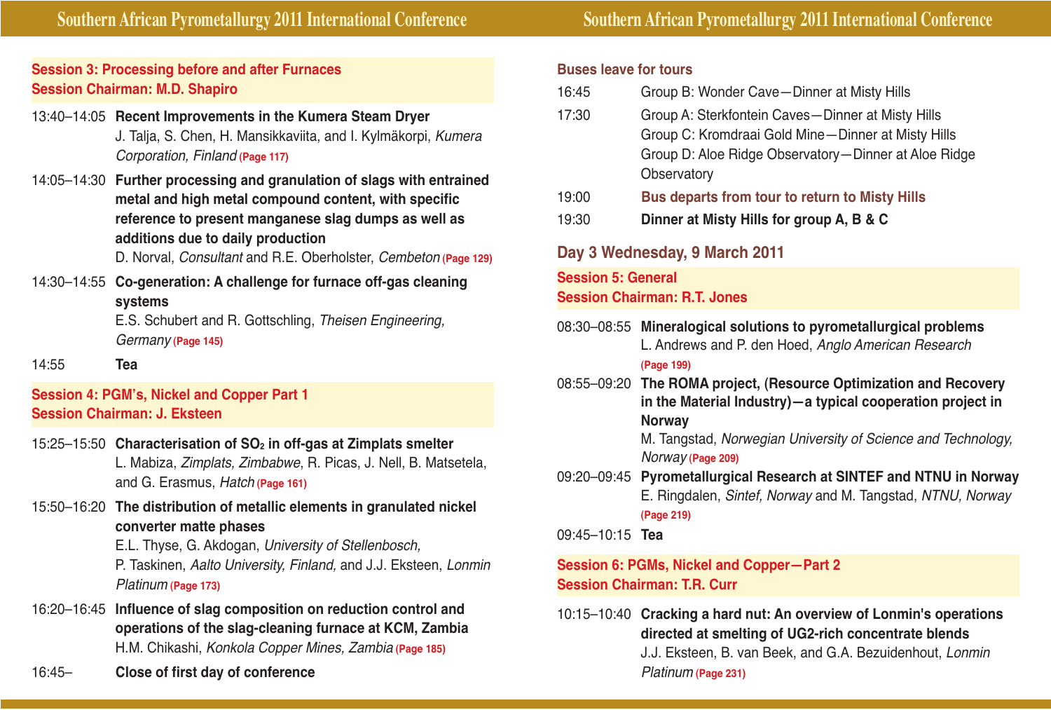### Session 3: Processing before and after Furnaces
### Session Chairman: M.D. Shapiro

13:40–14:05 **Recent Improvements in the Kumera Steam Dryer**
J. Talja, S. Chen, H. Mansikkaviita, and I. Kylmäkorpi, *Kumera Corporation, Finland* (Page 117)

14:05–14:30 **Further processing and granulation of slags with entrained metal and high metal compound content, with specific reference to present manganese slag dumps as well as additions due to daily production**
D. Norval, *Consultant* and R.E. Oberholster, *Cembeton* (Page 129)

14:30–14:55 **Co-generation: A challenge for furnace off-gas cleaning systems**
E.S. Schubert and R. Gottschling, *Theisen Engineering, Germany* (Page 145)

14:55 **Tea**

### Session 4: PGM's, Nickel and Copper Part 1
### Session Chairman: J. Eksteen

15:25–15:50 **Characterisation of $SO_2$ in off-gas at Zimplats smelter**
L. Mabiza, *Zimplats, Zimbabwe*, R. Picas, J. Nell, B. Matsetela, and G. Erasmus, *Hatch* (Page 161)

15:50–16:20 **The distribution of metallic elements in granulated nickel converter matte phases**
E.L. Thyse, G. Akdogan, *University of Stellenbosch*, P. Taskinen, *Aalto University, Finland,* and J.J. Eksteen, *Lonmin Platinum* (Page 173)

16:20–16:45 **Influence of slag composition on reduction control and operations of the slag-cleaning furnace at KCM, Zambia**
H.M. Chikashi, *Konkola Copper Mines, Zambia* (Page 185)

16:45– **Close of first day of conference**

### Buses leave for tours

16:45 Group B: Wonder Cave—Dinner at Misty Hills

17:30 Group A: Sterkfontein Caves—Dinner at Misty Hills
Group C: Kromdraai Gold Mine—Dinner at Misty Hills
Group D: Aloe Ridge Observatory—Dinner at Aloe Ridge Observatory

19:00 **Bus departs from tour to return to Misty Hills**

19:30 **Dinner at Misty Hills for group A, B & C**

## Day 3 Wednesday, 9 March 2011

### Session 5: General
### Session Chairman: R.T. Jones

08:30–08:55 **Mineralogical solutions to pyrometallurgical problems**
L. Andrews and P. den Hoed, *Anglo American Research* (Page 199)

08:55–09:20 **The ROMA project, (Resource Optimization and Recovery in the Material Industry)—a typical cooperation project in Norway**
M. Tangstad, *Norwegian University of Science and Technology, Norway* (Page 209)

09:20–09:45 **Pyrometallurgical Research at SINTEF and NTNU in Norway**
E. Ringdalen, *Sintef, Norway* and M. Tangstad, *NTNU, Norway* (Page 219)

09:45–10:15 **Tea**

### Session 6: PGMs, Nickel and Copper—Part 2
### Session Chairman: T.R. Curr

10:15–10:40 **Cracking a hard nut: An overview of Lonmin's operations directed at smelting of UG2-rich concentrate blends**
J.J. Eksteen, B. van Beek, and G.A. Bezuidenhout, *Lonmin Platinum* (Page 231)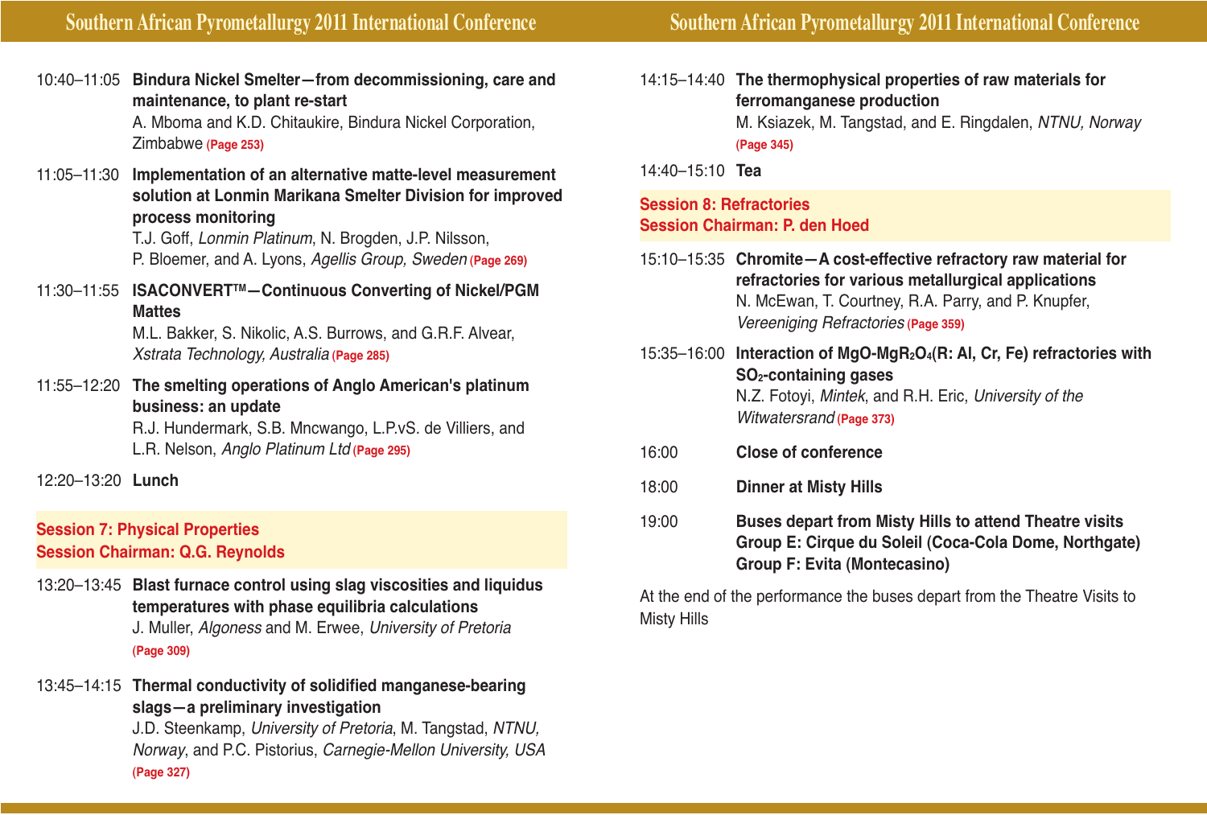10:40–11:05 **Bindura Nickel Smelter—from decommissioning, care and maintenance, to plant re-start**
A. Mboma and K.D. Chitaukire, Bindura Nickel Corporation, Zimbabwe **(Page 253)**

11:05–11:30 **Implementation of an alternative matte-level measurement solution at Lonmin Marikana Smelter Division for improved process monitoring**
T.J. Goff, *Lonmin Platinum,* N. Brogden, J.P. Nilsson, P. Bloemer, and A. Lyons, *Agellis Group, Sweden* **(Page 269)**

11:30–11:55 **ISACONVERT™—Continuous Converting of Nickel/PGM Mattes**
M.L. Bakker, S. Nikolic, A.S. Burrows, and G.R.F. Alvear, *Xstrata Technology, Australia* **(Page 285)**

11:55–12:20 **The smelting operations of Anglo American's platinum business: an update**
R.J. Hundermark, S.B. Mncwango, L.P.vS. de Villiers, and L.R. Nelson, *Anglo Platinum Ltd* **(Page 295)**

12:20–13:20 **Lunch**

## Session 7: Physical Properties
## Session Chairman: Q.G. Reynolds

13:20–13:45 **Blast furnace control using slag viscosities and liquidus temperatures with phase equilibria calculations**
J. Muller, *Algoness* and M. Erwee, *University of Pretoria* **(Page 309)**

13:45–14:15 **Thermal conductivity of solidified manganese-bearing slags—a preliminary investigation**
J.D. Steenkamp, *University of Pretoria*, M. Tangstad, *NTNU, Norway*, and P.C. Pistorius, *Carnegie-Mellon University, USA* **(Page 327)**

14:15–14:40 **The thermophysical properties of raw materials for ferromanganese production**
M. Ksiazek, M. Tangstad, and E. Ringdalen, *NTNU, Norway* **(Page 345)**

14:40–15:10 **Tea**

## Session 8: Refractories
## Session Chairman: P. den Hoed

15:10–15:35 **Chromite—A cost-effective refractory raw material for refractories for various metallurgical applications**
N. McEwan, T. Courtney, R.A. Parry, and P. Knupfer, *Vereeniging Refractories* **(Page 359)**

15:35–16:00 **Interaction of MgO-$MgR_2O_4$(R: Al, Cr, Fe) refractories with $SO_2$-containing gases**
N.Z. Fotoyi, *Mintek*, and R.H. Eric, *University of the Witwatersrand* **(Page 373)**

16:00 **Close of conference**

18:00 **Dinner at Misty Hills**

19:00 **Buses depart from Misty Hills to attend Theatre visits**
**Group E: Cirque du Soleil (Coca-Cola Dome, Northgate)**
**Group F: Evita (Montecasino)**

At the end of the performance the buses depart from the Theatre Visits to Misty Hills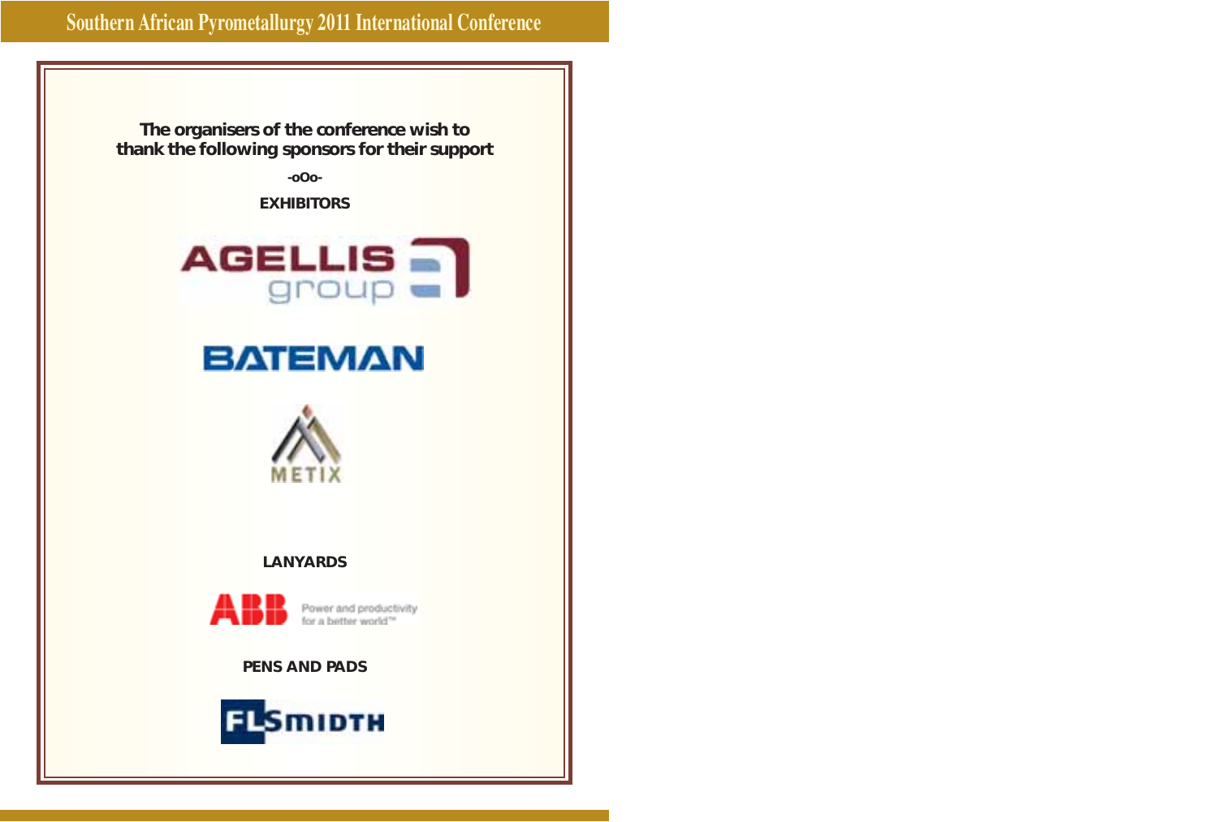**The organisers of the conference wish to thank the following sponsors for their support**

-oOo-

**EXHIBITORS**

AGELLIS group

BATEMAN

METIX

**LANYARDS**

ABB Power and productivity for a better world™

**PENS AND PADS**

FLSmidth